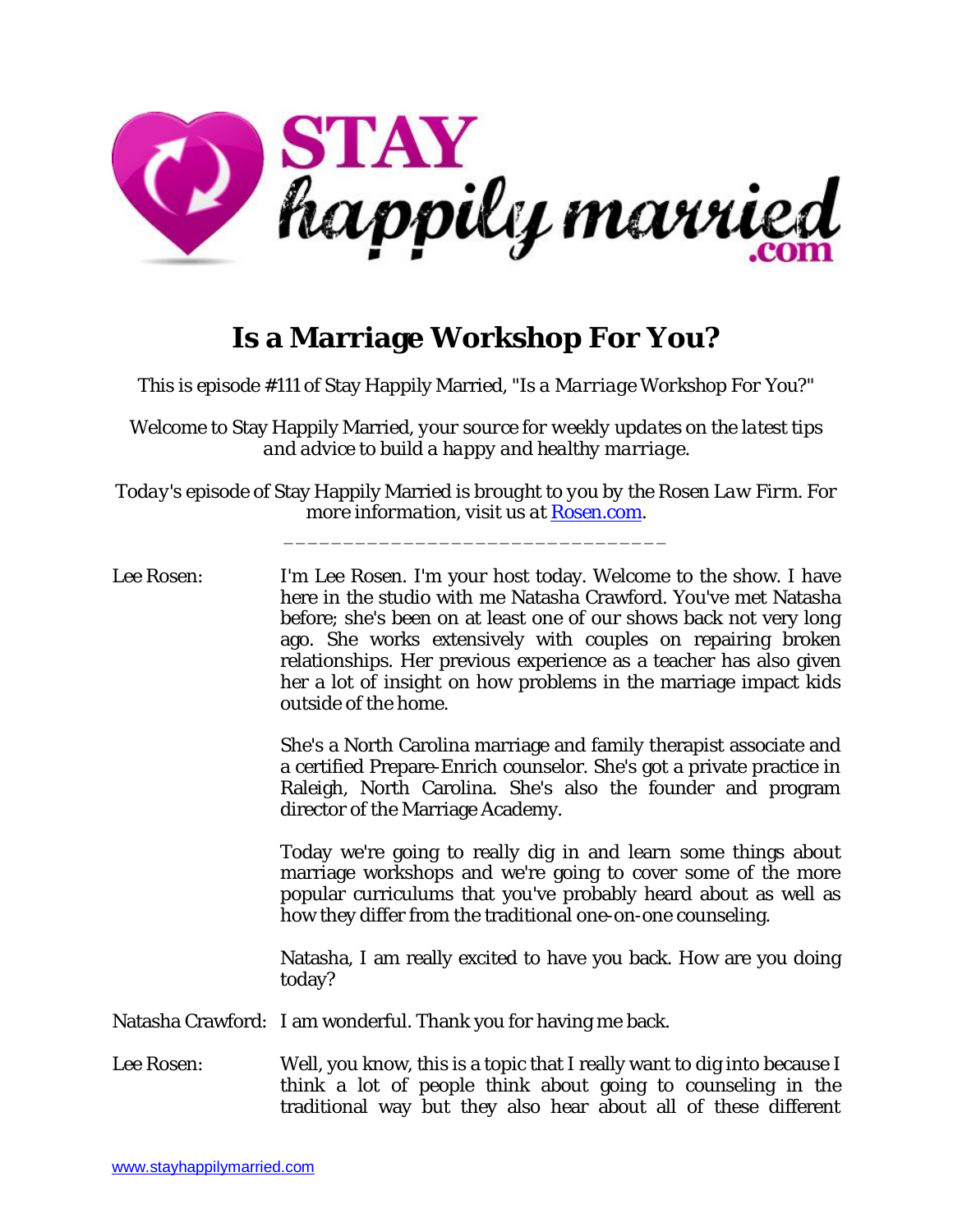# Is a Marriage Workshop For You?

This is episode #111 of Stay Happily Married, "Is a Marriage Workshop For You?"

*Welcome to Stay Happily Married, your source for weekly updates on the latest tips and advice to build a happy and healthy marriage.*

*Today's episode of Stay Happily Married is brought to you by the Rosen Law Firm. For more information, visit us at* [Rosen.com](Rosen.com).

\_\_\_\_\_\_\_\_\_\_\_\_\_\_\_\_\_\_\_\_\_\_\_\_\_\_\_\_\_\_\_\_

Lee Rosen: I'm Lee Rosen. I'm your host today. Welcome to the show. I have here in the studio with me Natasha Crawford. You've met Natasha before; she's been on at least one of our shows back not very long ago. She works extensively with couples on repairing broken relationships. Her previous experience as a teacher has also given her a lot of insight on how problems in the marriage impact kids outside of the home.

She's a North Carolina marriage and family therapist associate and a certified Prepare-Enrich counselor. She's got a private practice in Raleigh, North Carolina. She's also the founder and program director of the Marriage Academy.

Today we're going to really dig in and learn some things about marriage workshops and we're going to cover some of the more popular curriculums that you've probably heard about as well as how they differ from the traditional one-on-one counseling.

Natasha, I am really excited to have you back. How are you doing today?

Natasha Crawford: I am wonderful. Thank you for having me back.

Lee Rosen: Well, you know, this is a topic that I really want to dig into because I think a lot of people think about going to counseling in the traditional way but they also hear about all of these different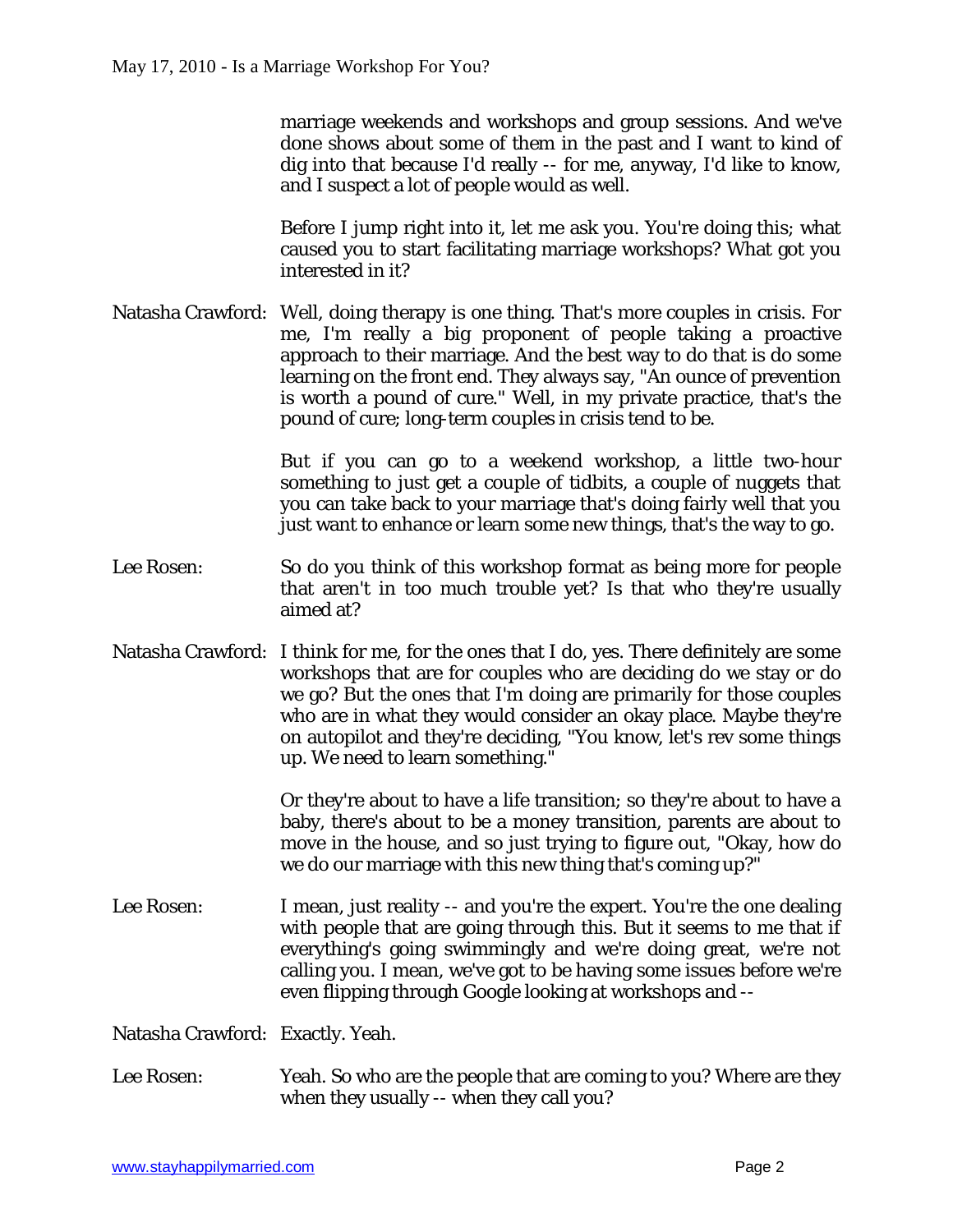marriage weekends and workshops and group sessions. And we've done shows about some of them in the past and I want to kind of dig into that because I'd really -- for me, anyway, I'd like to know, and I suspect a lot of people would as well.

Before I jump right into it, let me ask you. You're doing this; what caused you to start facilitating marriage workshops? What got you interested in it?

Natasha Crawford: Well, doing therapy is one thing. That's more couples in crisis. For me, I'm really a big proponent of people taking a proactive approach to their marriage. And the best way to do that is do some learning on the front end. They always say, "An ounce of prevention is worth a pound of cure." Well, in my private practice, that's the pound of cure; long-term couples in crisis tend to be.

But if you can go to a weekend workshop, a little two-hour something to just get a couple of tidbits, a couple of nuggets that you can take back to your marriage that's doing fairly well that you just want to enhance or learn some new things, that's the way to go.

Lee Rosen: So do you think of this workshop format as being more for people that aren't in too much trouble yet? Is that who they're usually aimed at?

Natasha Crawford: I think for me, for the ones that I do, yes. There definitely are some workshops that are for couples who are deciding do we stay or do we go? But the ones that I'm doing are primarily for those couples who are in what they would consider an okay place. Maybe they're on autopilot and they're deciding, "You know, let's rev some things up. We need to learn something."

Or they're about to have a life transition; so they're about to have a baby, there's about to be a money transition, parents are about to move in the house, and so just trying to figure out, "Okay, how do we do our marriage with this new thing that's coming up?"

Lee Rosen: I mean, just reality -- and you're the expert. You're the one dealing with people that are going through this. But it seems to me that if everything's going swimmingly and we're doing great, we're not calling you. I mean, we've got to be having some issues before we're even flipping through Google looking at workshops and --

Natasha Crawford: Exactly. Yeah.

Lee Rosen: Yeah. So who are the people that are coming to you? Where are they when they usually -- when they call you?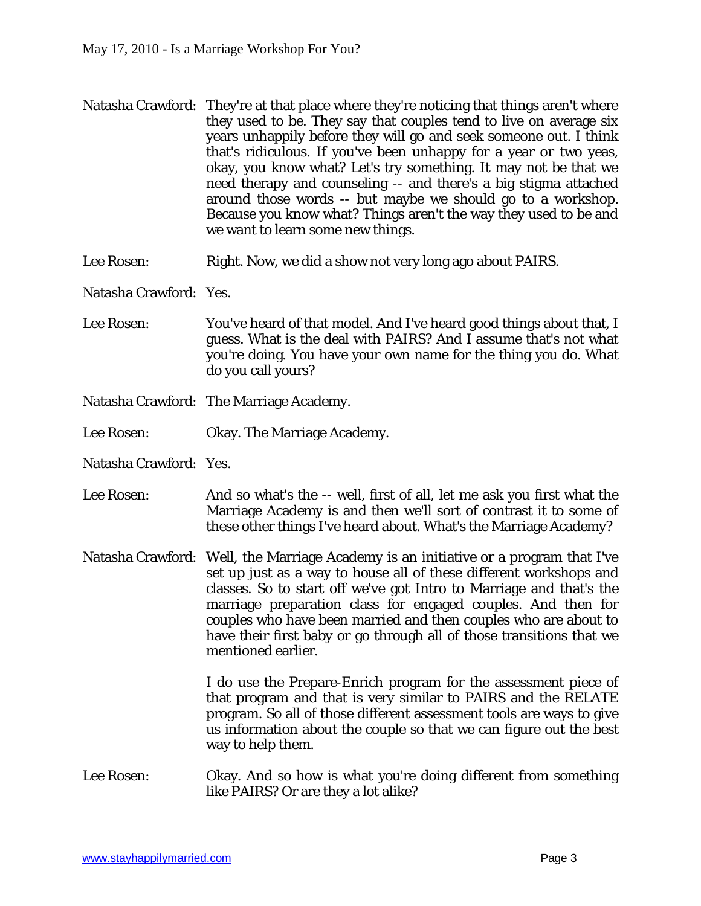**Natasha Crawford:** They're at that place where they're noticing that things aren't where they used to be. They say that couples tend to live on average six years unhappily before they will go and seek someone out. I think that's ridiculous. If you've been unhappy for a year or two yeas, okay, you know what? Let's try something. It may not be that we need therapy and counseling -- and there's a big stigma attached around those words -- but maybe we should go to a workshop. Because you know what? Things aren't the way they used to be and we want to learn some new things.

**Lee Rosen:** Right. Now, we did a show not very long ago about PAIRS.

**Natasha Crawford:** Yes.

**Lee Rosen:** You've heard of that model. And I've heard good things about that, I guess. What is the deal with PAIRS? And I assume that's not what you're doing. You have your own name for the thing you do. What do you call yours?

**Natasha Crawford:** The Marriage Academy.

**Lee Rosen:** Okay. The Marriage Academy.

**Natasha Crawford:** Yes.

**Lee Rosen:** And so what's the -- well, first of all, let me ask you first what the Marriage Academy is and then we'll sort of contrast it to some of these other things I've heard about. What's the Marriage Academy?

**Natasha Crawford:** Well, the Marriage Academy is an initiative or a program that I've set up just as a way to house all of these different workshops and classes. So to start off we've got Intro to Marriage and that's the marriage preparation class for engaged couples. And then for couples who have been married and then couples who are about to have their first baby or go through all of those transitions that we mentioned earlier.

I do use the Prepare-Enrich program for the assessment piece of that program and that is very similar to PAIRS and the RELATE program. So all of those different assessment tools are ways to give us information about the couple so that we can figure out the best way to help them.

**Lee Rosen:** Okay. And so how is what you're doing different from something like PAIRS? Or are they a lot alike?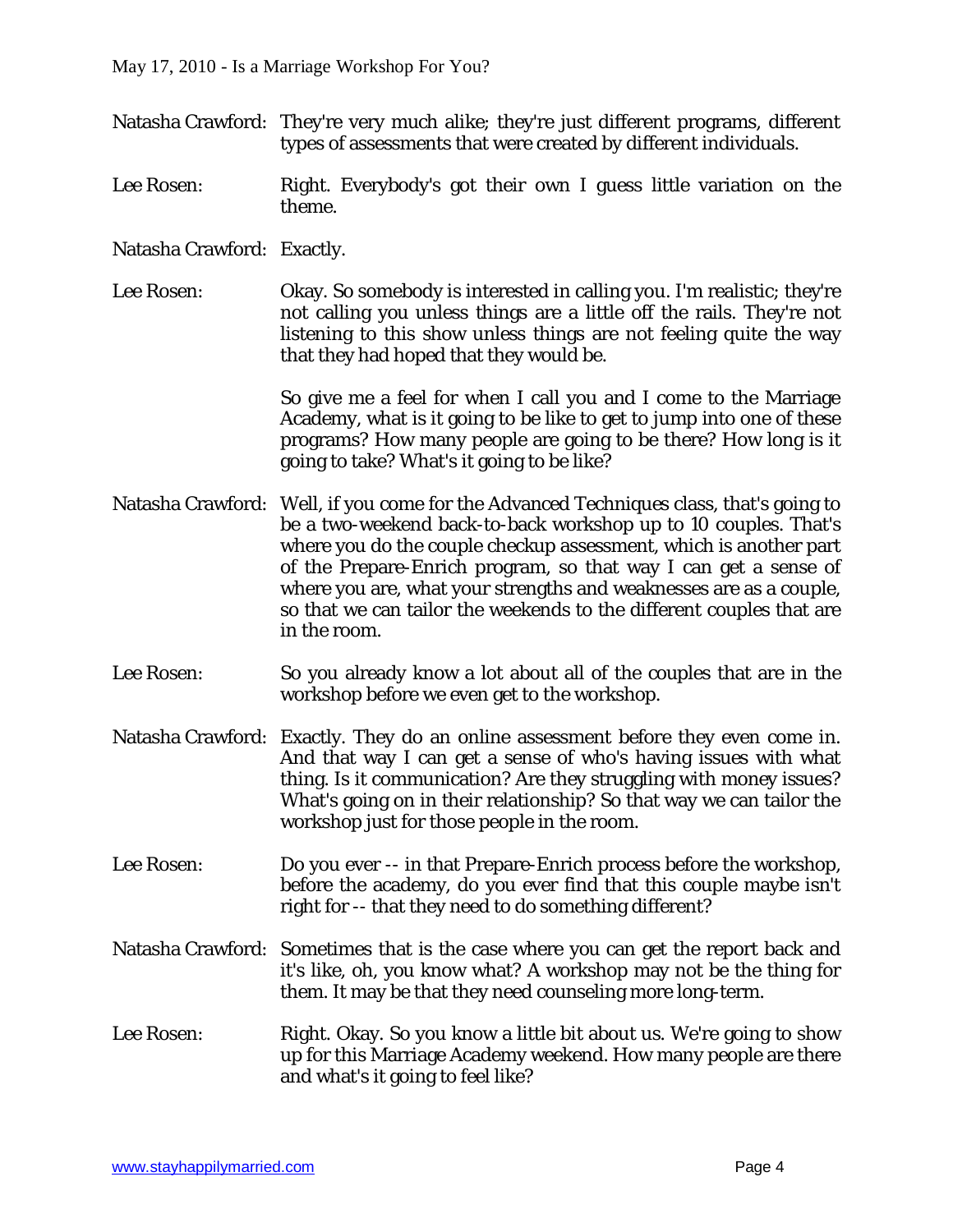Natasha Crawford: They're very much alike; they're just different programs, different types of assessments that were created by different individuals.

Lee Rosen: Right. Everybody's got their own I guess little variation on the theme.

Natasha Crawford: Exactly.

Lee Rosen: Okay. So somebody is interested in calling you. I'm realistic; they're not calling you unless things are a little off the rails. They're not listening to this show unless things are not feeling quite the way that they had hoped that they would be.

So give me a feel for when I call you and I come to the Marriage Academy, what is it going to be like to get to jump into one of these programs? How many people are going to be there? How long is it going to take? What's it going to be like?

Natasha Crawford: Well, if you come for the Advanced Techniques class, that's going to be a two-weekend back-to-back workshop up to 10 couples. That's where you do the couple checkup assessment, which is another part of the Prepare-Enrich program, so that way I can get a sense of where you are, what your strengths and weaknesses are as a couple, so that we can tailor the weekends to the different couples that are in the room.

Lee Rosen: So you already know a lot about all of the couples that are in the workshop before we even get to the workshop.

Natasha Crawford: Exactly. They do an online assessment before they even come in. And that way I can get a sense of who's having issues with what thing. Is it communication? Are they struggling with money issues? What's going on in their relationship? So that way we can tailor the workshop just for those people in the room.

Lee Rosen: Do you ever -- in that Prepare-Enrich process before the workshop, before the academy, do you ever find that this couple maybe isn't right for -- that they need to do something different?

Natasha Crawford: Sometimes that is the case where you can get the report back and it's like, oh, you know what? A workshop may not be the thing for them. It may be that they need counseling more long-term.

Lee Rosen: Right. Okay. So you know a little bit about us. We're going to show up for this Marriage Academy weekend. How many people are there and what's it going to feel like?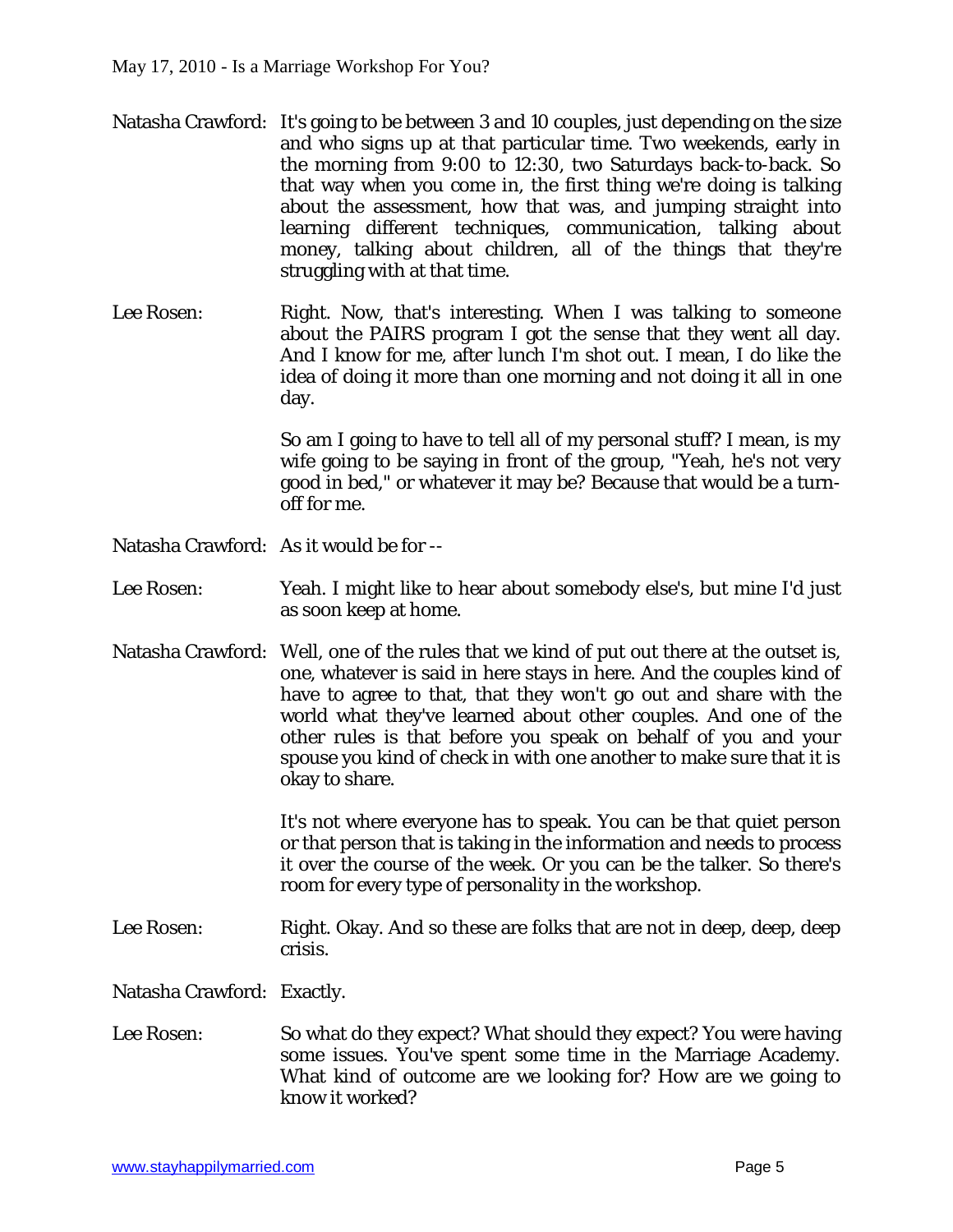Natasha Crawford: It's going to be between 3 and 10 couples, just depending on the size and who signs up at that particular time. Two weekends, early in the morning from 9:00 to 12:30, two Saturdays back-to-back. So that way when you come in, the first thing we're doing is talking about the assessment, how that was, and jumping straight into learning different techniques, communication, talking about money, talking about children, all of the things that they're struggling with at that time.

Lee Rosen: Right. Now, that's interesting. When I was talking to someone about the PAIRS program I got the sense that they went all day. And I know for me, after lunch I'm shot out. I mean, I do like the idea of doing it more than one morning and not doing it all in one day.

So am I going to have to tell all of my personal stuff? I mean, is my wife going to be saying in front of the group, "Yeah, he's not very good in bed," or whatever it may be? Because that would be a turn-off for me.

Natasha Crawford: As it would be for --

Lee Rosen: Yeah. I might like to hear about somebody else's, but mine I'd just as soon keep at home.

Natasha Crawford: Well, one of the rules that we kind of put out there at the outset is, one, whatever is said in here stays in here. And the couples kind of have to agree to that, that they won't go out and share with the world what they've learned about other couples. And one of the other rules is that before you speak on behalf of you and your spouse you kind of check in with one another to make sure that it is okay to share.

It's not where everyone has to speak. You can be that quiet person or that person that is taking in the information and needs to process it over the course of the week. Or you can be the talker. So there's room for every type of personality in the workshop.

Lee Rosen: Right. Okay. And so these are folks that are not in deep, deep, deep crisis.

Natasha Crawford: Exactly.

Lee Rosen: So what do they expect? What should they expect? You were having some issues. You've spent some time in the Marriage Academy. What kind of outcome are we looking for? How are we going to know it worked?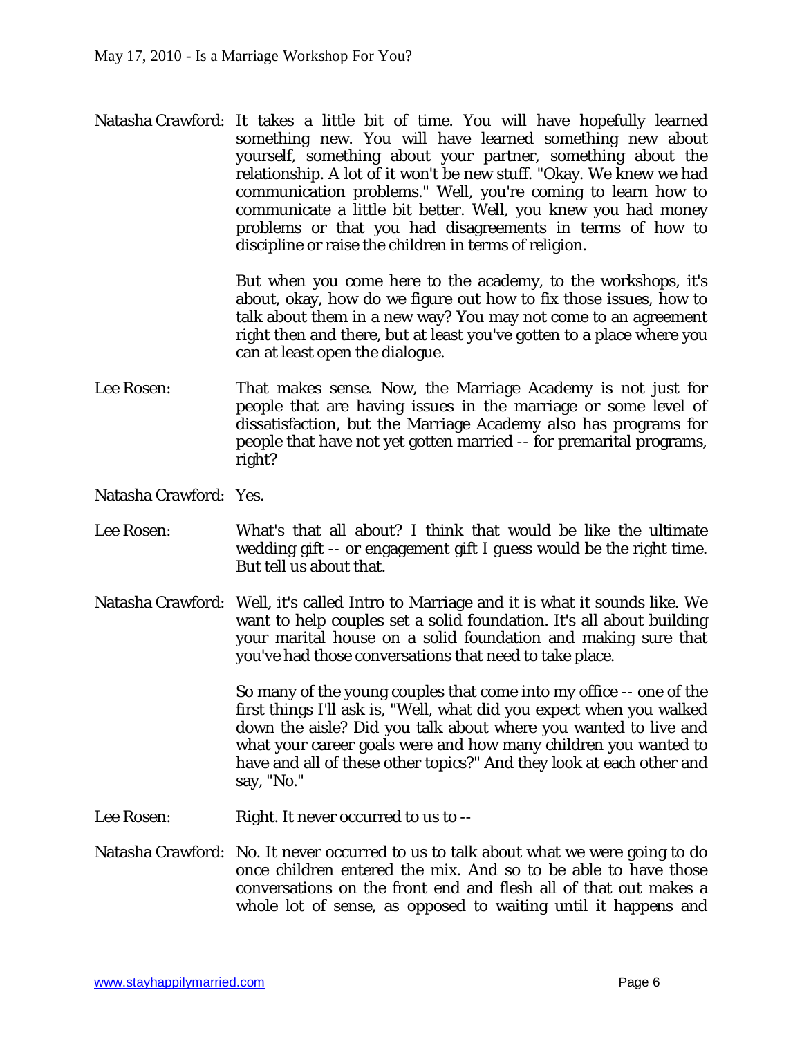**Natasha Crawford:** It takes a little bit of time. You will have hopefully learned something new. You will have learned something new about yourself, something about your partner, something about the relationship. A lot of it won't be new stuff. "Okay. We knew we had communication problems." Well, you're coming to learn how to communicate a little bit better. Well, you knew you had money problems or that you had disagreements in terms of how to discipline or raise the children in terms of religion.

But when you come here to the academy, to the workshops, it's about, okay, how do we figure out how to fix those issues, how to talk about them in a new way? You may not come to an agreement right then and there, but at least you've gotten to a place where you can at least open the dialogue.

**Lee Rosen:** That makes sense. Now, the Marriage Academy is not just for people that are having issues in the marriage or some level of dissatisfaction, but the Marriage Academy also has programs for people that have not yet gotten married -- for premarital programs, right?

**Natasha Crawford:** Yes.

**Lee Rosen:** What's that all about? I think that would be like the ultimate wedding gift -- or engagement gift I guess would be the right time. But tell us about that.

**Natasha Crawford:** Well, it's called Intro to Marriage and it is what it sounds like. We want to help couples set a solid foundation. It's all about building your marital house on a solid foundation and making sure that you've had those conversations that need to take place.

So many of the young couples that come into my office -- one of the first things I'll ask is, "Well, what did you expect when you walked down the aisle? Did you talk about where you wanted to live and what your career goals were and how many children you wanted to have and all of these other topics?" And they look at each other and say, "No."

**Lee Rosen:** Right. It never occurred to us to --

**Natasha Crawford:** No. It never occurred to us to talk about what we were going to do once children entered the mix. And so to be able to have those conversations on the front end and flesh all of that out makes a whole lot of sense, as opposed to waiting until it happens and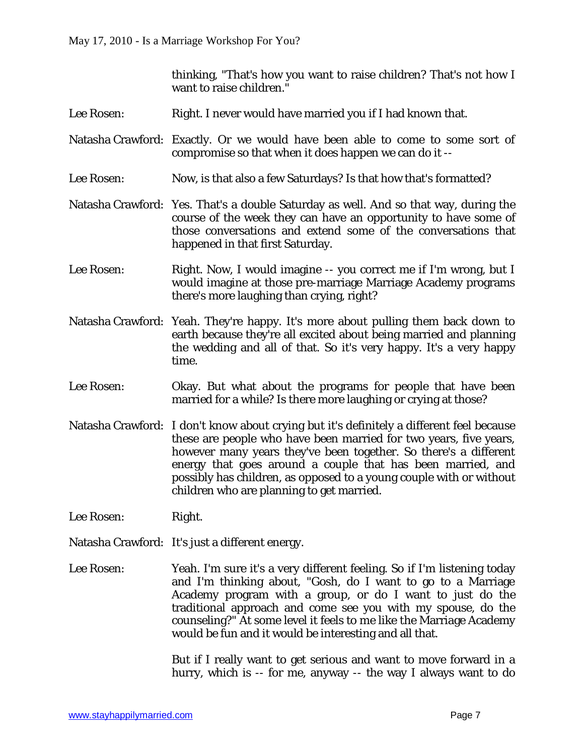thinking, "That's how you want to raise children? That's not how I want to raise children."

Lee Rosen: Right. I never would have married you if I had known that.

Natasha Crawford: Exactly. Or we would have been able to come to some sort of compromise so that when it does happen we can do it --

Lee Rosen: Now, is that also a few Saturdays? Is that how that's formatted?

Natasha Crawford: Yes. That's a double Saturday as well. And so that way, during the course of the week they can have an opportunity to have some of those conversations and extend some of the conversations that happened in that first Saturday.

Lee Rosen: Right. Now, I would imagine -- you correct me if I'm wrong, but I would imagine at those pre-marriage Marriage Academy programs there's more laughing than crying, right?

Natasha Crawford: Yeah. They're happy. It's more about pulling them back down to earth because they're all excited about being married and planning the wedding and all of that. So it's very happy. It's a very happy time.

Lee Rosen: Okay. But what about the programs for people that have been married for a while? Is there more laughing or crying at those?

Natasha Crawford: I don't know about crying but it's definitely a different feel because these are people who have been married for two years, five years, however many years they've been together. So there's a different energy that goes around a couple that has been married, and possibly has children, as opposed to a young couple with or without children who are planning to get married.

Lee Rosen: Right.

Natasha Crawford: It's just a different energy.

Lee Rosen: Yeah. I'm sure it's a very different feeling. So if I'm listening today and I'm thinking about, "Gosh, do I want to go to a Marriage Academy program with a group, or do I want to just do the traditional approach and come see you with my spouse, do the counseling?" At some level it feels to me like the Marriage Academy would be fun and it would be interesting and all that.

But if I really want to get serious and want to move forward in a hurry, which is -- for me, anyway -- the way I always want to do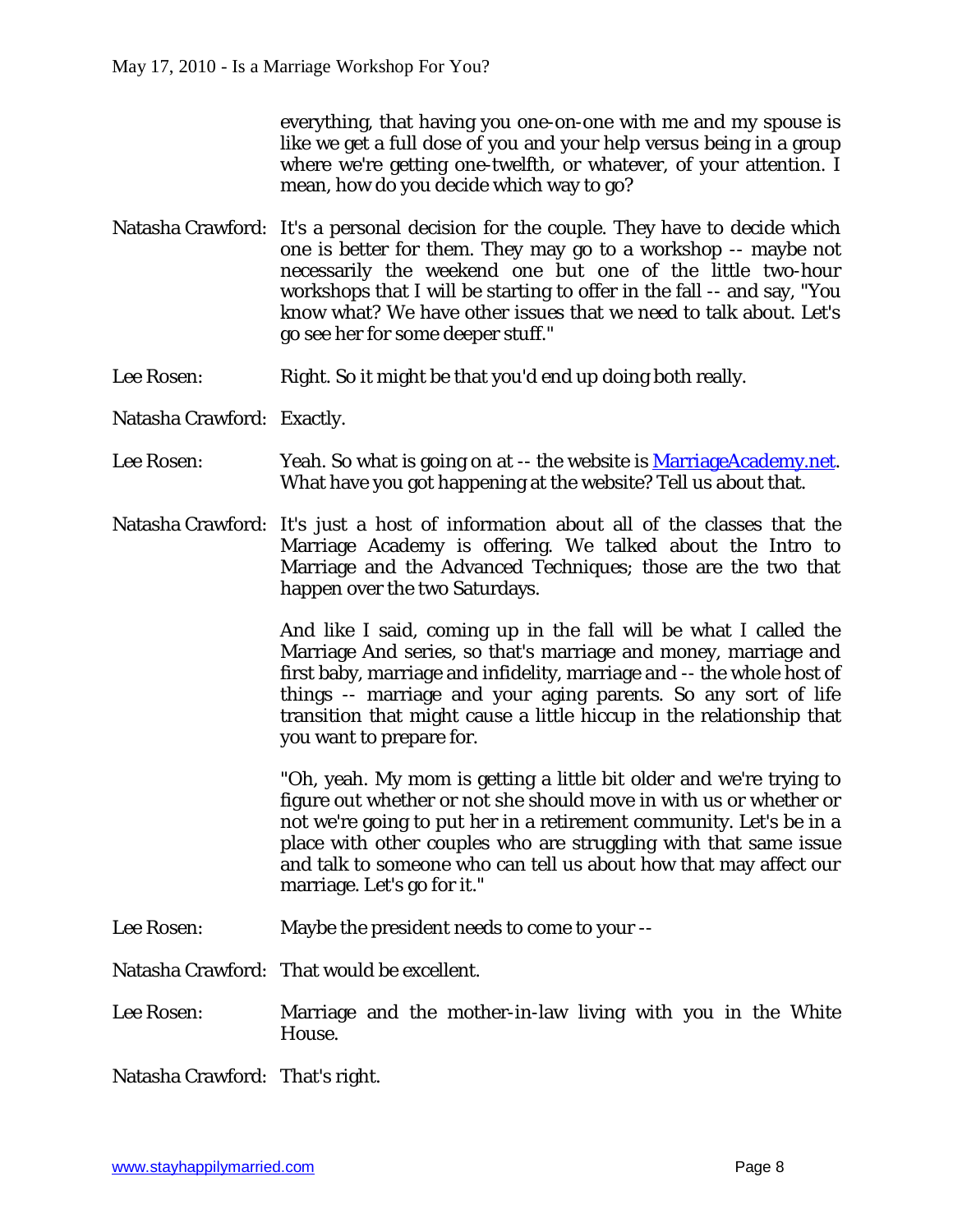everything, that having you one-on-one with me and my spouse is like we get a full dose of you and your help versus being in a group where we're getting one-twelfth, or whatever, of your attention. I mean, how do you decide which way to go?

Natasha Crawford: It's a personal decision for the couple. They have to decide which one is better for them. They may go to a workshop -- maybe not necessarily the weekend one but one of the little two-hour workshops that I will be starting to offer in the fall -- and say, "You know what? We have other issues that we need to talk about. Let's go see her for some deeper stuff."

Lee Rosen: Right. So it might be that you'd end up doing both really.

Natasha Crawford: Exactly.

Lee Rosen: Yeah. So what is going on at -- the website is [MarriageAcademy.net](MarriageAcademy.net). What have you got happening at the website? Tell us about that.

Natasha Crawford: It's just a host of information about all of the classes that the Marriage Academy is offering. We talked about the Intro to Marriage and the Advanced Techniques; those are the two that happen over the two Saturdays.

And like I said, coming up in the fall will be what I called the Marriage And series, so that's marriage and money, marriage and first baby, marriage and infidelity, marriage and -- the whole host of things -- marriage and your aging parents. So any sort of life transition that might cause a little hiccup in the relationship that you want to prepare for.

"Oh, yeah. My mom is getting a little bit older and we're trying to figure out whether or not she should move in with us or whether or not we're going to put her in a retirement community. Let's be in a place with other couples who are struggling with that same issue and talk to someone who can tell us about how that may affect our marriage. Let's go for it."

Lee Rosen: Maybe the president needs to come to your --

Natasha Crawford: That would be excellent.

Lee Rosen: Marriage and the mother-in-law living with you in the White House.

Natasha Crawford: That's right.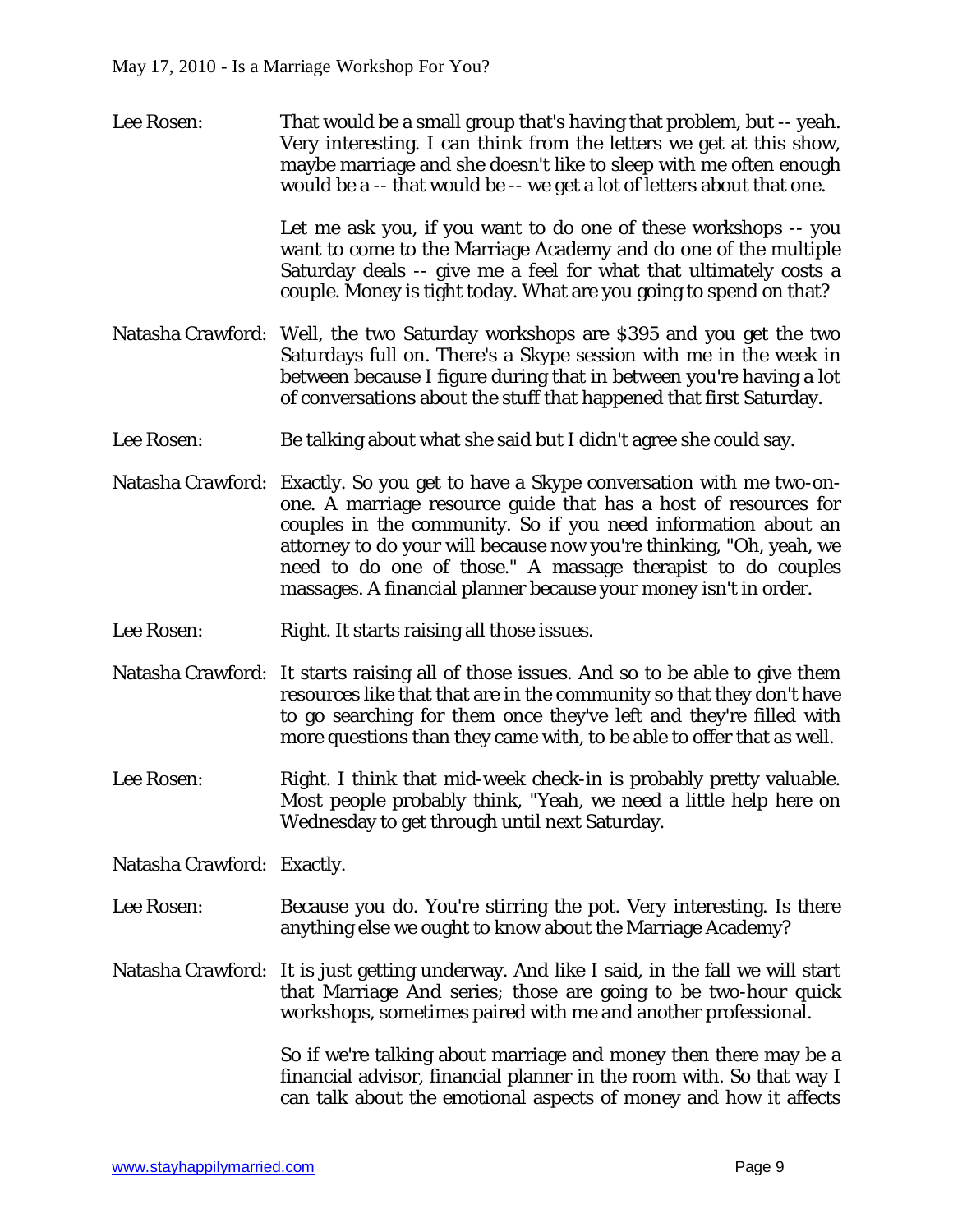Lee Rosen: That would be a small group that's having that problem, but -- yeah. Very interesting. I can think from the letters we get at this show, maybe marriage and she doesn't like to sleep with me often enough would be a -- that would be -- we get a lot of letters about that one.

Let me ask you, if you want to do one of these workshops -- you want to come to the Marriage Academy and do one of the multiple Saturday deals -- give me a feel for what that ultimately costs a couple. Money is tight today. What are you going to spend on that?

Natasha Crawford: Well, the two Saturday workshops are $395 and you get the two Saturdays full on. There's a Skype session with me in the week in between because I figure during that in between you're having a lot of conversations about the stuff that happened that first Saturday.

Lee Rosen: Be talking about what she said but I didn't agree she could say.

Natasha Crawford: Exactly. So you get to have a Skype conversation with me two-on-one. A marriage resource guide that has a host of resources for couples in the community. So if you need information about an attorney to do your will because now you're thinking, "Oh, yeah, we need to do one of those." A massage therapist to do couples massages. A financial planner because your money isn't in order.

Lee Rosen: Right. It starts raising all those issues.

Natasha Crawford: It starts raising all of those issues. And so to be able to give them resources like that that are in the community so that they don't have to go searching for them once they've left and they're filled with more questions than they came with, to be able to offer that as well.

Lee Rosen: Right. I think that mid-week check-in is probably pretty valuable. Most people probably think, "Yeah, we need a little help here on Wednesday to get through until next Saturday.

Natasha Crawford: Exactly.

Lee Rosen: Because you do. You're stirring the pot. Very interesting. Is there anything else we ought to know about the Marriage Academy?

Natasha Crawford: It is just getting underway. And like I said, in the fall we will start that Marriage And series; those are going to be two-hour quick workshops, sometimes paired with me and another professional.

So if we're talking about marriage and money then there may be a financial advisor, financial planner in the room with. So that way I can talk about the emotional aspects of money and how it affects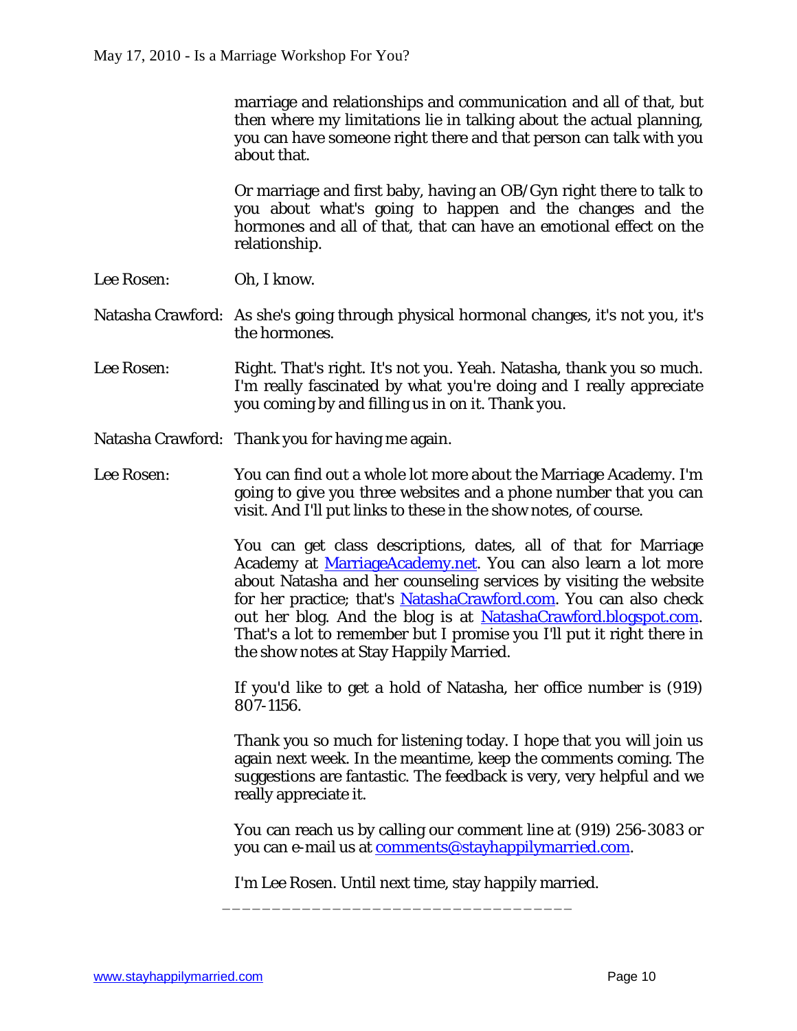marriage and relationships and communication and all of that, but then where my limitations lie in talking about the actual planning, you can have someone right there and that person can talk with you about that.

Or marriage and first baby, having an OB/Gyn right there to talk to you about what's going to happen and the changes and the hormones and all of that, that can have an emotional effect on the relationship.

Lee Rosen: Oh, I know.

Natasha Crawford: As she's going through physical hormonal changes, it's not you, it's the hormones.

Lee Rosen: Right. That's right. It's not you. Yeah. Natasha, thank you so much. I'm really fascinated by what you're doing and I really appreciate you coming by and filling us in on it. Thank you.

Natasha Crawford: Thank you for having me again.

Lee Rosen: You can find out a whole lot more about the Marriage Academy. I'm going to give you three websites and a phone number that you can visit. And I'll put links to these in the show notes, of course.

You can get class descriptions, dates, all of that for Marriage Academy at [MarriageAcademy.net](http://MarriageAcademy.net). You can also learn a lot more about Natasha and her counseling services by visiting the website for her practice; that's [NatashaCrawford.com](http://NatashaCrawford.com). You can also check out her blog. And the blog is at [NatashaCrawford.blogspot.com](http://NatashaCrawford.blogspot.com). That's a lot to remember but I promise you I'll put it right there in the show notes at Stay Happily Married.

If you'd like to get a hold of Natasha, her office number is (919) 807-1156.

Thank you so much for listening today. I hope that you will join us again next week. In the meantime, keep the comments coming. The suggestions are fantastic. The feedback is very, very helpful and we really appreciate it.

You can reach us by calling our comment line at (919) 256-3083 or you can e-mail us at [comments@stayhappilymarried.com](mailto:comments@stayhappilymarried.com).

I'm Lee Rosen. Until next time, stay happily married.

___________________________________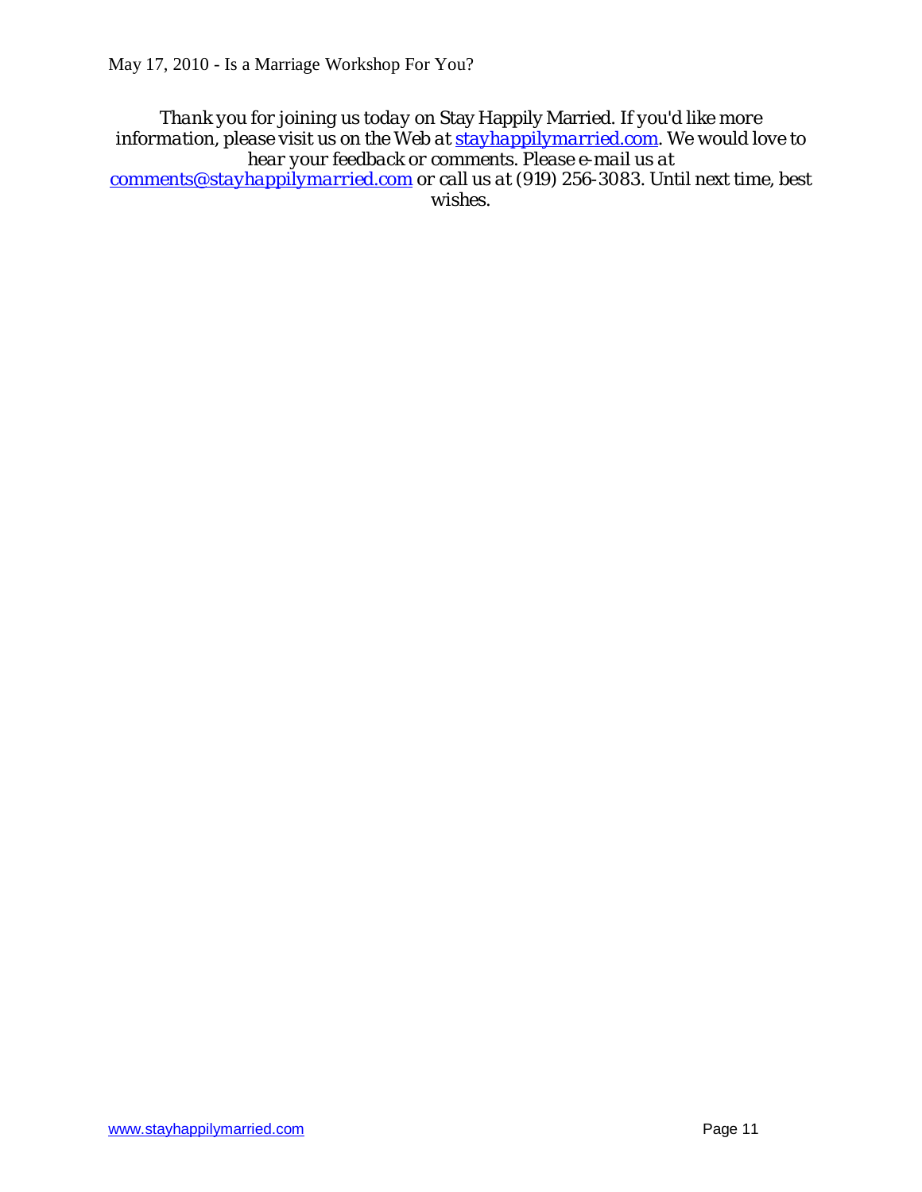*Thank you for joining us today on Stay Happily Married. If you'd like more information, please visit us on the Web at [stayhappilymarried.com](http://stayhappilymarried.com). We would love to hear your feedback or comments. Please e-mail us at [comments@stayhappilymarried.com](mailto:comments@stayhappilymarried.com) or call us at (919) 256-3083. Until next time, best wishes.*